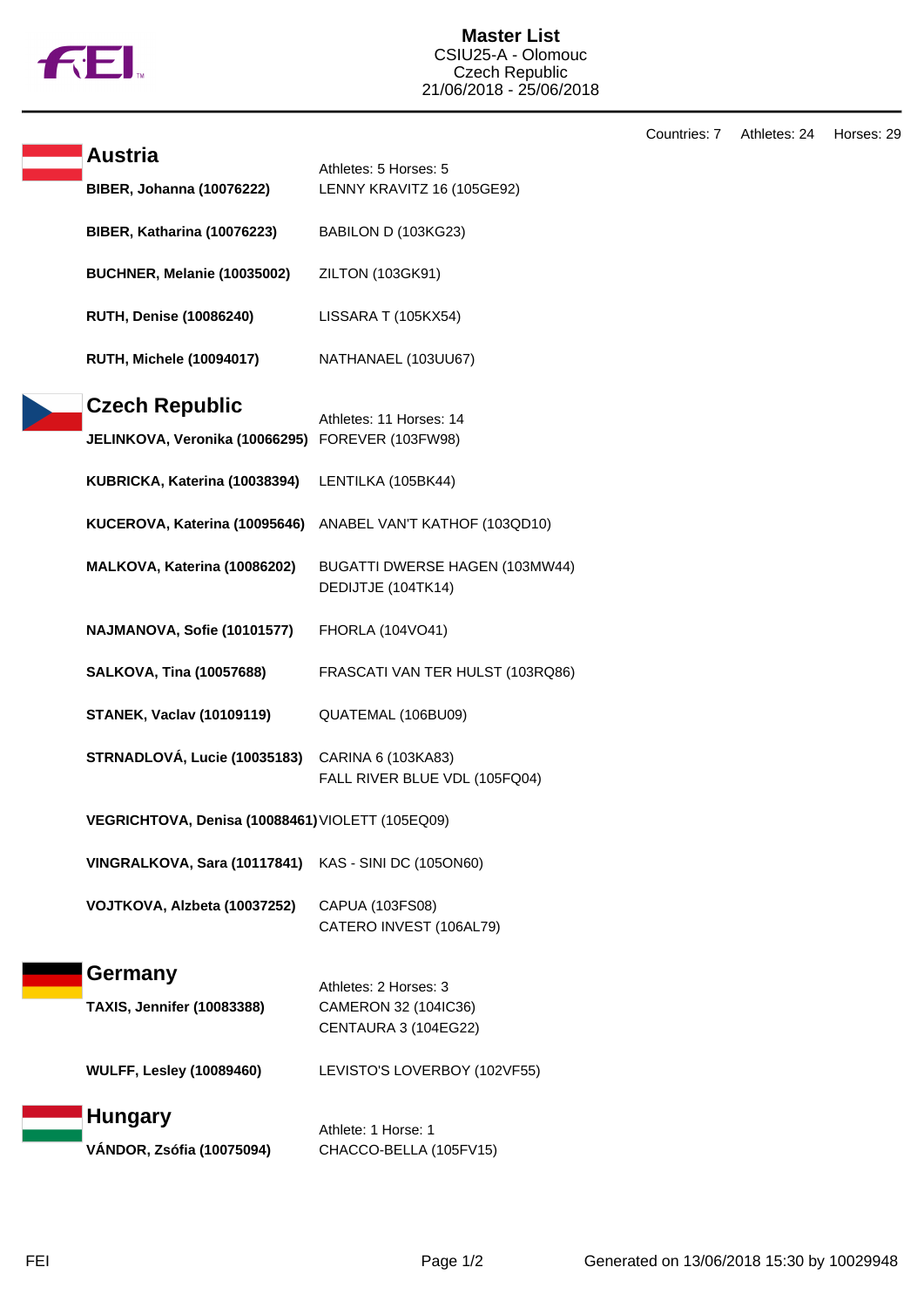# Master List

CSIU25-A - Olomouc
Czech Republic
21/06/2018 - 25/06/2018

Countries: 7 Athletes: 24 Horses: 29

## Austria

Athletes: 5 Horses: 5

| Athlete | Horse |
|---|---|
| **BIBER, Johanna (10076222)** | LENNY KRAVITZ 16 (105GE92) |
| **BIBER, Katharina (10076223)** | BABILON D (103KG23) |
| **BUCHNER, Melanie (10035002)** | ZILTON (103GK91) |
| **RUTH, Denise (10086240)** | LISSARA T (105KX54) |
| **RUTH, Michele (10094017)** | NATHANAEL (103UU67) |

## Czech Republic

Athletes: 11 Horses: 14

| Athlete | Horse |
|---|---|
| **JELINKOVA, Veronika (10066295)** | FOREVER (103FW98) |
| **KUBRICKA, Katerina (10038394)** | LENTILKA (105BK44) |
| **KUCEROVA, Katerina (10095646)** | ANABEL VAN'T KATHOF (103QD10) |
| **MALKOVA, Katerina (10086202)** | BUGATTI DWERSE HAGEN (103MW44)<br>DEDIJTJE (104TK14) |
| **NAJMANOVA, Sofie (10101577)** | FHORLA (104VO41) |
| **SALKOVA, Tina (10057688)** | FRASCATI VAN TER HULST (103RQ86) |
| **STANEK, Vaclav (10109119)** | QUATEMAL (106BU09) |
| **STRNADLOVÁ, Lucie (10035183)** | CARINA 6 (103KA83)<br>FALL RIVER BLUE VDL (105FQ04) |
| **VEGRICHTOVA, Denisa (10088461)** | VIOLETT (105EQ09) |
| **VINGRALKOVA, Sara (10117841)** | KAS - SINI DC (105ON60) |
| **VOJTKOVA, Alzbeta (10037252)** | CAPUA (103FS08)<br>CATERO INVEST (106AL79) |

## Germany

Athletes: 2 Horses: 3

| Athlete | Horse |
|---|---|
| **TAXIS, Jennifer (10083388)** | CAMERON 32 (104IC36)<br>CENTAURA 3 (104EG22) |
| **WULFF, Lesley (10089460)** | LEVISTO'S LOVERBOY (102VF55) |

## Hungary

Athlete: 1 Horse: 1

| Athlete | Horse |
|---|---|
| **VÁNDOR, Zsófia (10075094)** | CHACCO-BELLA (105FV15) |

Generated on 13/06/2018 15:30 by 10029948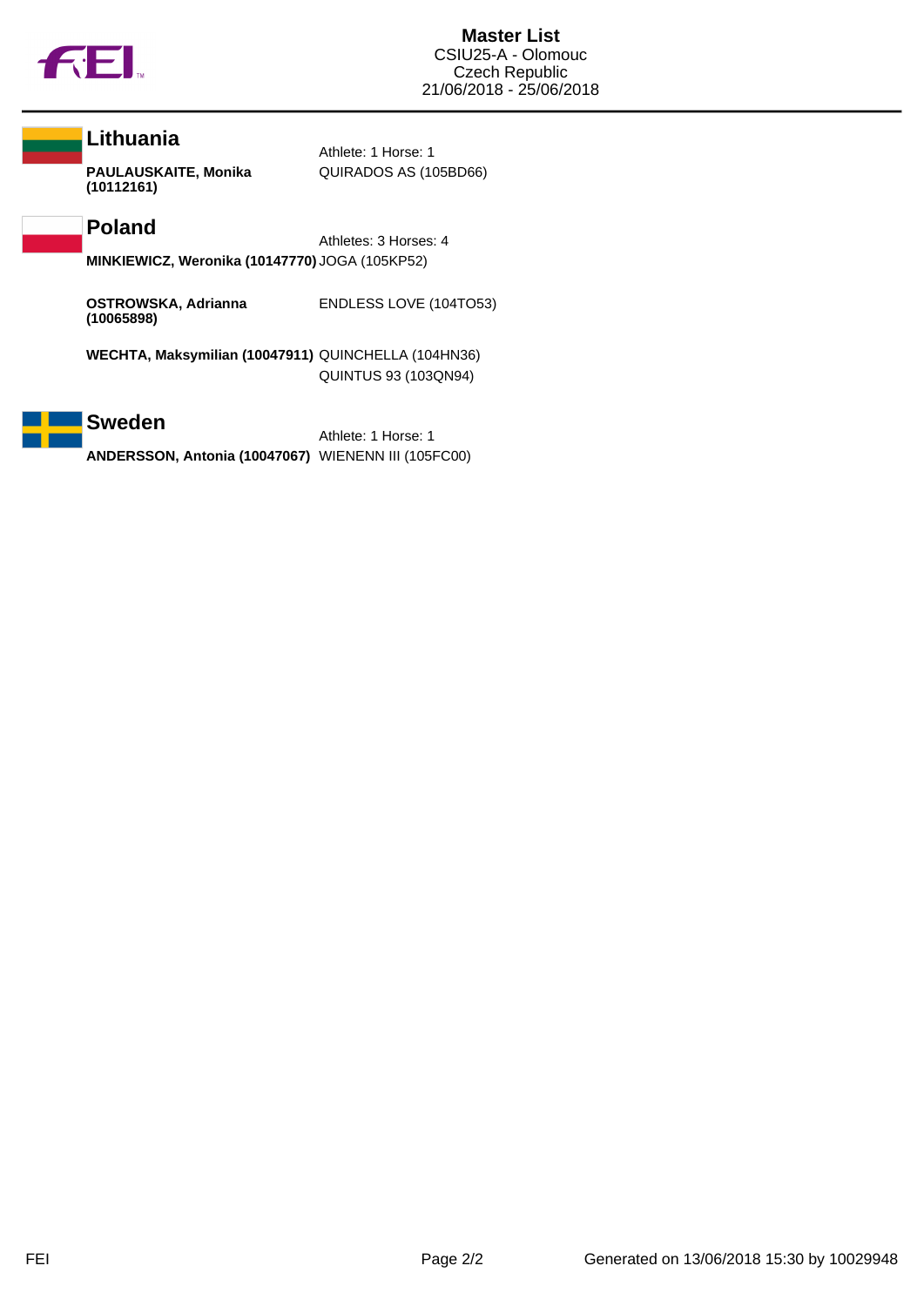**Master List**
CSIU25-A - Olomouc
Czech Republic
21/06/2018 - 25/06/2018

## Lithuania

Athlete: 1 Horse: 1

| | |
|---|---|
| **PAULAUSKAITE, Monika (10112161)** | QUIRADOS AS (105BD66) |

## Poland

Athletes: 3 Horses: 4

| | |
|---|---|
| **MINKIEWICZ, Weronika (10147770)** | JOGA (105KP52) |
| **OSTROWSKA, Adrianna (10065898)** | ENDLESS LOVE (104TO53) |
| **WECHTA, Maksymilian (10047911)** | QUINCHELLA (104HN36) |
| | QUINTUS 93 (103QN94) |

## Sweden

Athlete: 1 Horse: 1

| | |
|---|---|
| **ANDERSSON, Antonia (10047067)** | WIENENN III (105FC00) |

Generated on 13/06/2018 15:30 by 10029948